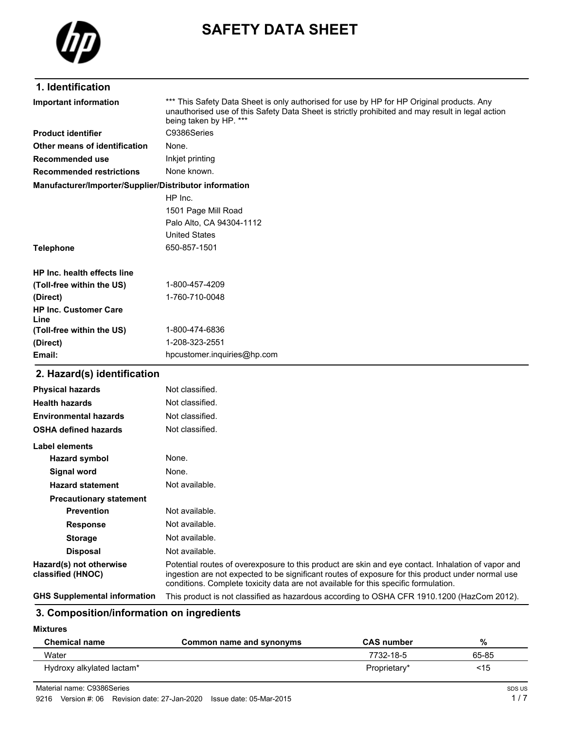# SAFETY DATA SHEET

## 1. Identification

| | |
|---|---|
| **Important information** | *** This Safety Data Sheet is only authorised for use by HP for HP Original products. Any unauthorised use of this Safety Data Sheet is strictly prohibited and may result in legal action being taken by HP. *** |
| **Product identifier** | C9386Series |
| **Other means of identification** | None. |
| **Recommended use** | Inkjet printing |
| **Recommended restrictions** | None known. |

**Manufacturer/Importer/Supplier/Distributor information**

HP Inc.
1501 Page Mill Road
Palo Alto, CA 94304-1112
United States

| | |
|---|---|
| **Telephone** | 650-857-1501 |
| **HP Inc. health effects line** | |
| **(Toll-free within the US)** | 1-800-457-4209 |
| **(Direct)** | 1-760-710-0048 |
| **HP Inc. Customer Care Line** | |
| **(Toll-free within the US)** | 1-800-474-6836 |
| **(Direct)** | 1-208-323-2551 |
| **Email:** | hpcustomer.inquiries@hp.com |

## 2. Hazard(s) identification

| | |
|---|---|
| **Physical hazards** | Not classified. |
| **Health hazards** | Not classified. |
| **Environmental hazards** | Not classified. |
| **OSHA defined hazards** | Not classified. |

**Label elements**

| | |
|---|---|
| **Hazard symbol** | None. |
| **Signal word** | None. |
| **Hazard statement** | Not available. |
| **Precautionary statement** | |
| **Prevention** | Not available. |
| **Response** | Not available. |
| **Storage** | Not available. |
| **Disposal** | Not available. |
| **Hazard(s) not otherwise classified (HNOC)** | Potential routes of overexposure to this product are skin and eye contact. Inhalation of vapor and ingestion are not expected to be significant routes of exposure for this product under normal use conditions. Complete toxicity data are not available for this specific formulation. |
| **GHS Supplemental information** | This product is not classified as hazardous according to OSHA CFR 1910.1200 (HazCom 2012). |

## 3. Composition/information on ingredients

**Mixtures**

| Chemical name | Common name and synonyms | CAS number | % |
|---|---|---|---|
| Water | | 7732-18-5 | 65-85 |
| Hydroxy alkylated lactam* | | Proprietary* | <15 |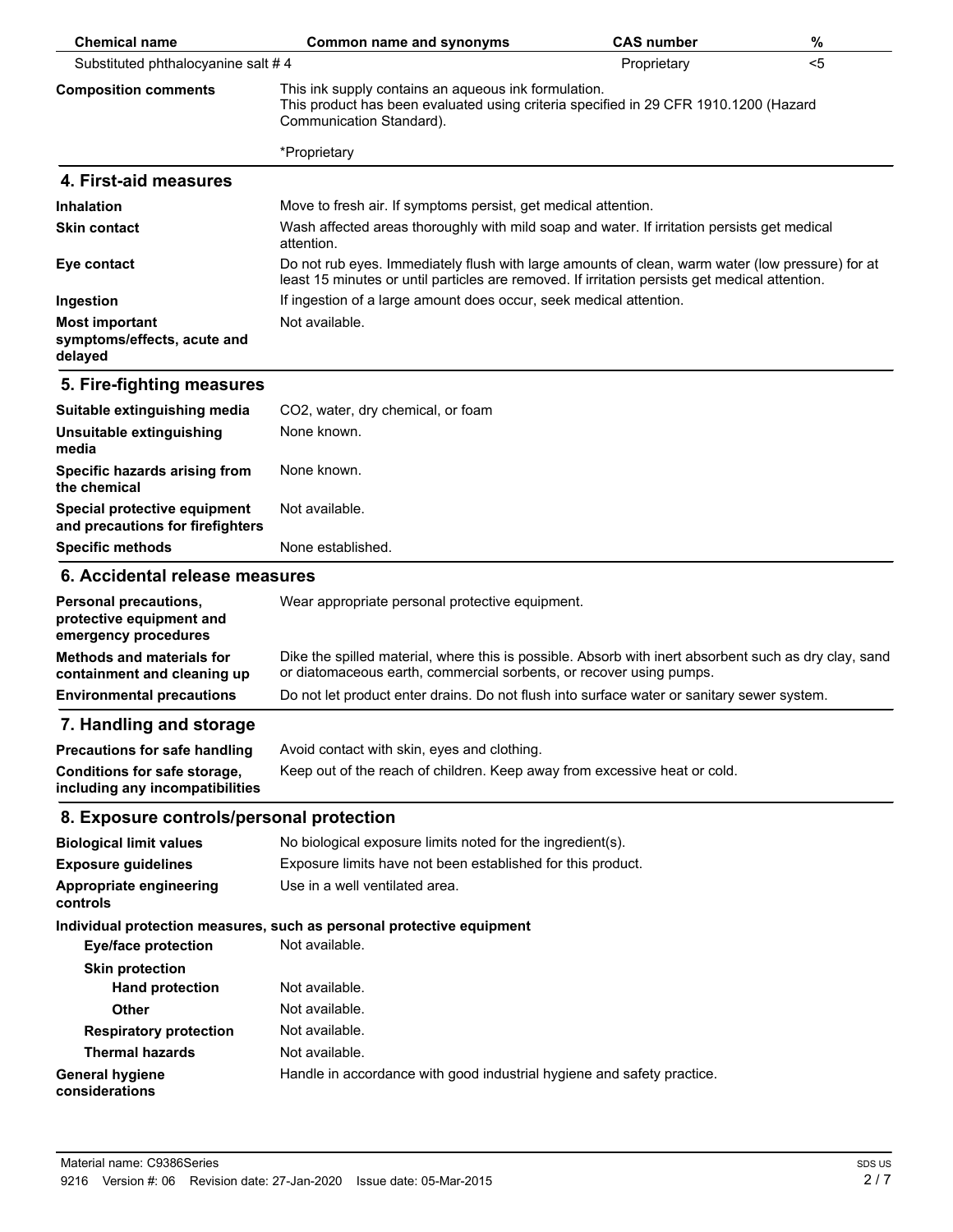| Chemical name | Common name and synonyms | CAS number | % |
|---|---|---|---|
| Substituted phthalocyanine salt # 4 | | Proprietary | <5 |

**Composition comments**

This ink supply contains an aqueous ink formulation.
This product has been evaluated using criteria specified in 29 CFR 1910.1200 (Hazard Communication Standard).

*Proprietary

## 4. First-aid measures

**Inhalation**
Move to fresh air. If symptoms persist, get medical attention.

**Skin contact**
Wash affected areas thoroughly with mild soap and water. If irritation persists get medical attention.

**Eye contact**
Do not rub eyes. Immediately flush with large amounts of clean, warm water (low pressure) for at least 15 minutes or until particles are removed. If irritation persists get medical attention.

**Ingestion**
If ingestion of a large amount does occur, seek medical attention.

**Most important symptoms/effects, acute and delayed**
Not available.

## 5. Fire-fighting measures

**Suitable extinguishing media**
$CO_2$, water, dry chemical, or foam

**Unsuitable extinguishing media**
None known.

**Specific hazards arising from the chemical**
None known.

**Special protective equipment and precautions for firefighters**
Not available.

**Specific methods**
None established.

## 6. Accidental release measures

**Personal precautions, protective equipment and emergency procedures**
Wear appropriate personal protective equipment.

**Methods and materials for containment and cleaning up**
Dike the spilled material, where this is possible. Absorb with inert absorbent such as dry clay, sand or diatomaceous earth, commercial sorbents, or recover using pumps.

**Environmental precautions**
Do not let product enter drains. Do not flush into surface water or sanitary sewer system.

## 7. Handling and storage

**Precautions for safe handling**
Avoid contact with skin, eyes and clothing.

**Conditions for safe storage, including any incompatibilities**
Keep out of the reach of children. Keep away from excessive heat or cold.

## 8. Exposure controls/personal protection

**Biological limit values**
No biological exposure limits noted for the ingredient(s).

**Exposure guidelines**
Exposure limits have not been established for this product.

**Appropriate engineering controls**
Use in a well ventilated area.

**Individual protection measures, such as personal protective equipment**

**Eye/face protection**
Not available.

**Skin protection**

**Hand protection**
Not available.

**Other**
Not available.

**Respiratory protection**
Not available.

**Thermal hazards**
Not available.

**General hygiene considerations**
Handle in accordance with good industrial hygiene and safety practice.

Material name: C9386Series
9216 Version #: 06 Revision date: 27-Jan-2020 Issue date: 05-Mar-2015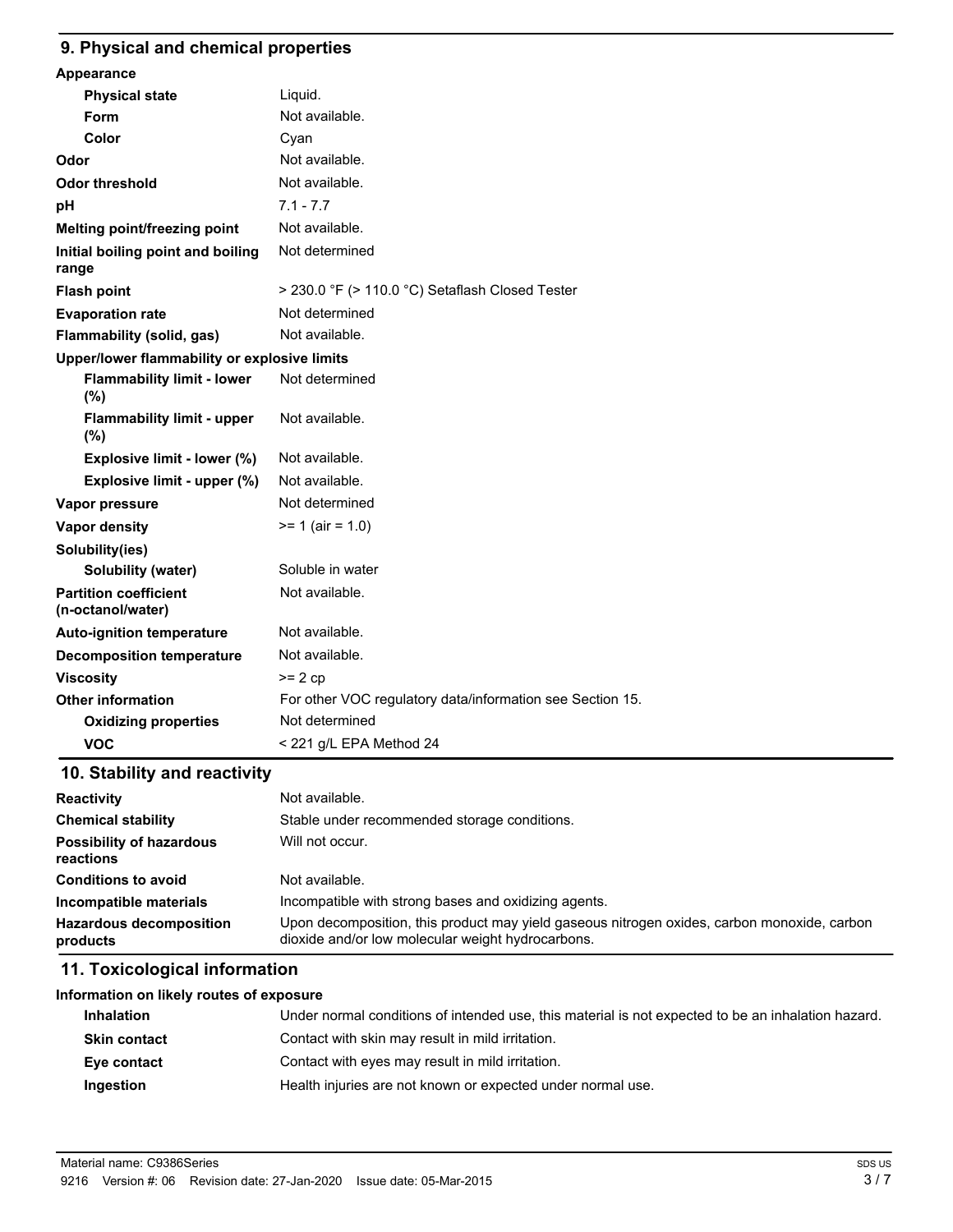## 9. Physical and chemical properties

**Appearance**

| | |
|---|---|
| **Physical state** | Liquid. |
| **Form** | Not available. |
| **Color** | Cyan |
| **Odor** | Not available. |
| **Odor threshold** | Not available. |
| **pH** | 7.1 - 7.7 |
| **Melting point/freezing point** | Not available. |
| **Initial boiling point and boiling range** | Not determined |
| **Flash point** | > 230.0 °F (> 110.0 °C) Setaflash Closed Tester |
| **Evaporation rate** | Not determined |
| **Flammability (solid, gas)** | Not available. |

**Upper/lower flammability or explosive limits**

| | |
|---|---|
| **Flammability limit - lower (%)** | Not determined |
| **Flammability limit - upper (%)** | Not available. |
| **Explosive limit - lower (%)** | Not available. |
| **Explosive limit - upper (%)** | Not available. |
| **Vapor pressure** | Not determined |
| **Vapor density** | >= 1 (air = 1.0) |

**Solubility(ies)**

| | |
|---|---|
| **Solubility (water)** | Soluble in water |
| **Partition coefficient (n-octanol/water)** | Not available. |
| **Auto-ignition temperature** | Not available. |
| **Decomposition temperature** | Not available. |
| **Viscosity** | >= 2 cp |
| **Other information** | For other VOC regulatory data/information see Section 15. |
| **Oxidizing properties** | Not determined |
| **VOC** | < 221 g/L EPA Method 24 |

## 10. Stability and reactivity

| | |
|---|---|
| **Reactivity** | Not available. |
| **Chemical stability** | Stable under recommended storage conditions. |
| **Possibility of hazardous reactions** | Will not occur. |
| **Conditions to avoid** | Not available. |
| **Incompatible materials** | Incompatible with strong bases and oxidizing agents. |
| **Hazardous decomposition products** | Upon decomposition, this product may yield gaseous nitrogen oxides, carbon monoxide, carbon dioxide and/or low molecular weight hydrocarbons. |

## 11. Toxicological information

**Information on likely routes of exposure**

| | |
|---|---|
| **Inhalation** | Under normal conditions of intended use, this material is not expected to be an inhalation hazard. |
| **Skin contact** | Contact with skin may result in mild irritation. |
| **Eye contact** | Contact with eyes may result in mild irritation. |
| **Ingestion** | Health injuries are not known or expected under normal use. |

Material name: C9386Series
9216 Version #: 06 Revision date: 27-Jan-2020 Issue date: 05-Mar-2015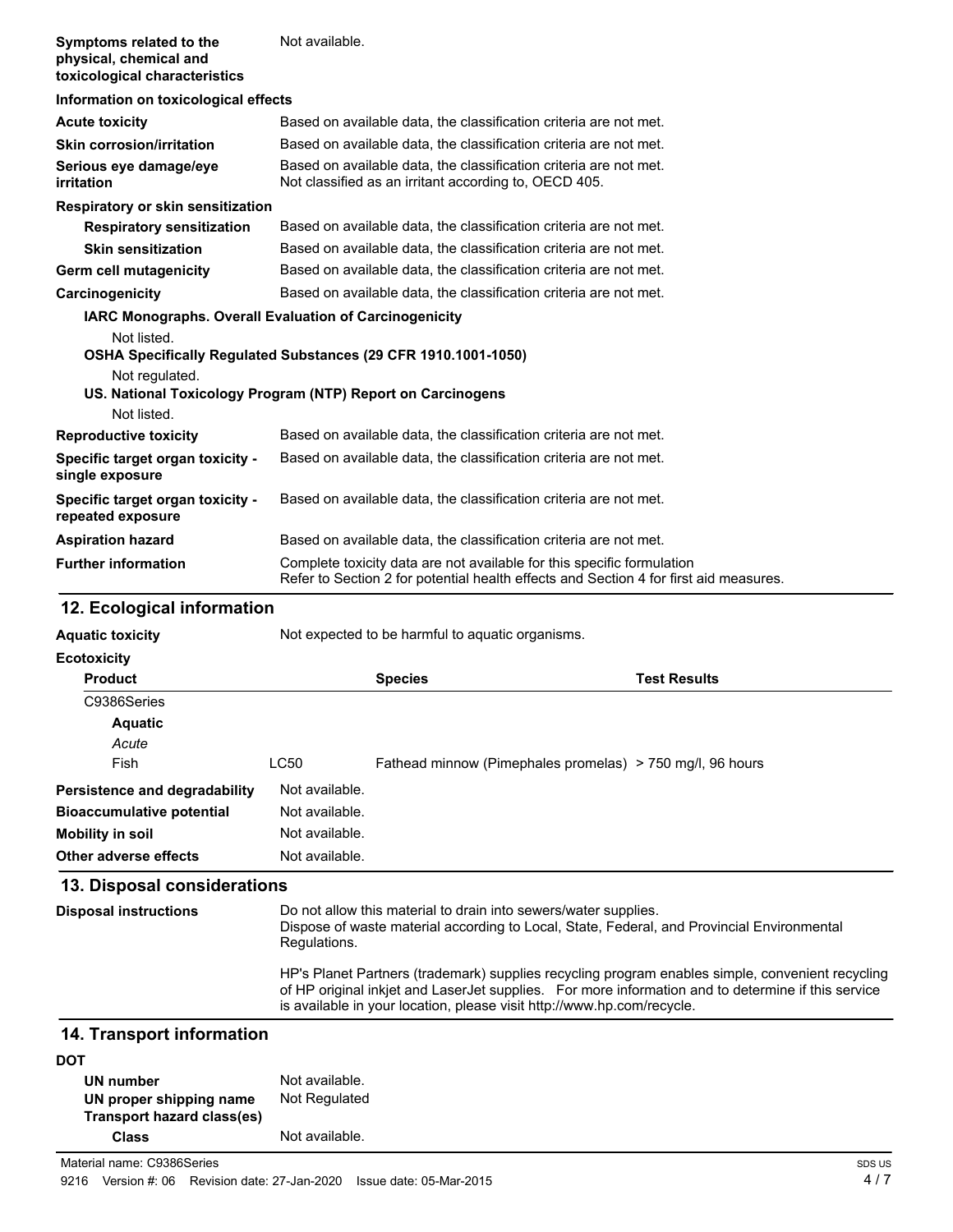| | |
|---|---|
| **Symptoms related to the physical, chemical and toxicological characteristics** | Not available. |

**Information on toxicological effects**

| | |
|---|---|
| **Acute toxicity** | Based on available data, the classification criteria are not met. |
| **Skin corrosion/irritation** | Based on available data, the classification criteria are not met. |
| **Serious eye damage/eye irritation** | Based on available data, the classification criteria are not met. Not classified as an irritant according to, OECD 405. |

**Respiratory or skin sensitization**

| | |
|---|---|
| **Respiratory sensitization** | Based on available data, the classification criteria are not met. |
| **Skin sensitization** | Based on available data, the classification criteria are not met. |
| **Germ cell mutagenicity** | Based on available data, the classification criteria are not met. |
| **Carcinogenicity** | Based on available data, the classification criteria are not met. |

**IARC Monographs. Overall Evaluation of Carcinogenicity**

Not listed.

**OSHA Specifically Regulated Substances (29 CFR 1910.1001-1050)**

Not regulated.

**US. National Toxicology Program (NTP) Report on Carcinogens**

Not listed.

| | |
|---|---|
| **Reproductive toxicity** | Based on available data, the classification criteria are not met. |
| **Specific target organ toxicity - single exposure** | Based on available data, the classification criteria are not met. |
| **Specific target organ toxicity - repeated exposure** | Based on available data, the classification criteria are not met. |
| **Aspiration hazard** | Based on available data, the classification criteria are not met. |
| **Further information** | Complete toxicity data are not available for this specific formulation<br>Refer to Section 2 for potential health effects and Section 4 for first aid measures. |

## 12. Ecological information

| | |
|---|---|
| **Aquatic toxicity** | Not expected to be harmful to aquatic organisms. |

**Ecotoxicity**

| Product | | Species | Test Results |
|---|---|---|---|
| C9386Series | | | |
| **Aquatic** | | | |
| *Acute* | | | |
| Fish | LC50 | Fathead minnow (Pimephales promelas) | > 750 mg/l, 96 hours |

| | |
|---|---|
| **Persistence and degradability** | Not available. |
| **Bioaccumulative potential** | Not available. |
| **Mobility in soil** | Not available. |
| **Other adverse effects** | Not available. |

## 13. Disposal considerations

**Disposal instructions**

Do not allow this material to drain into sewers/water supplies.
Dispose of waste material according to Local, State, Federal, and Provincial Environmental Regulations.

HP's Planet Partners (trademark) supplies recycling program enables simple, convenient recycling of HP original inkjet and LaserJet supplies. For more information and to determine if this service is available in your location, please visit http://www.hp.com/recycle.

## 14. Transport information

**DOT**

| | |
|---|---|
| **UN number** | Not available. |
| **UN proper shipping name** | Not Regulated |
| **Transport hazard class(es)** | |
| **Class** | Not available. |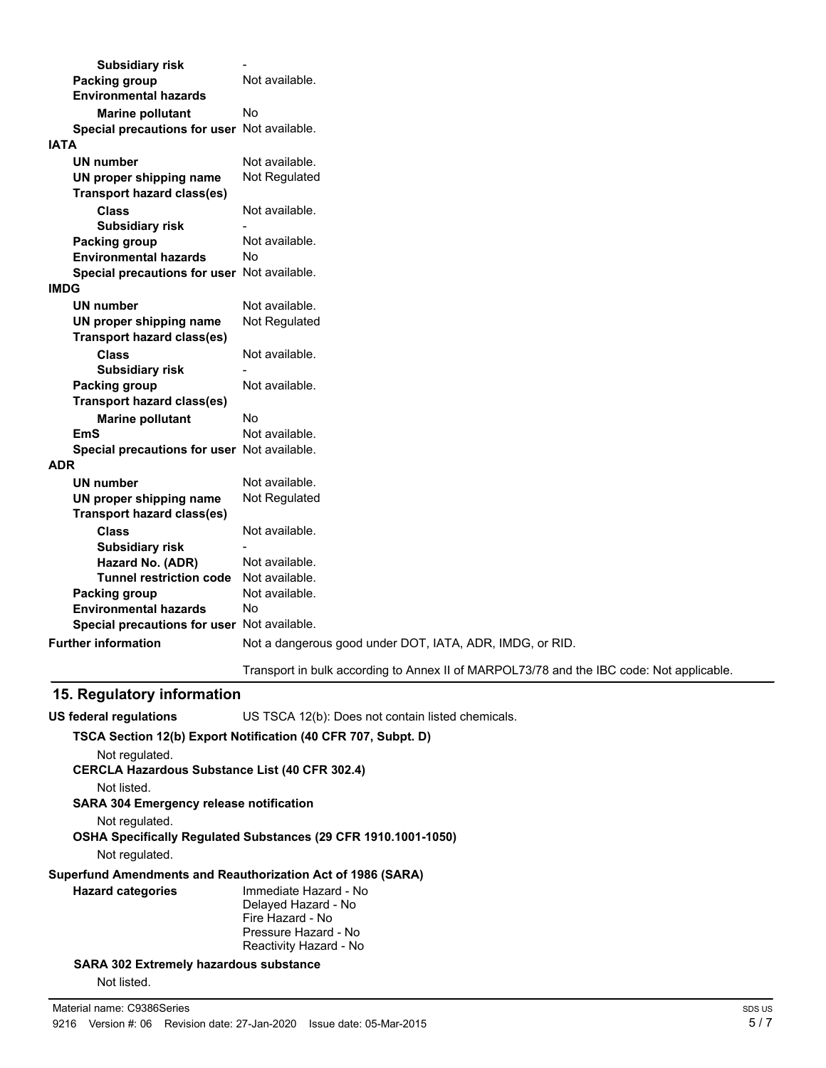| | |
|---|---|
| **Subsidiary risk** | - |
| **Packing group** | Not available. |
| **Environmental hazards** | |
| **Marine pollutant** | No |
| **Special precautions for user** | Not available. |

**IATA**

| | |
|---|---|
| **UN number** | Not available. |
| **UN proper shipping name** | Not Regulated |
| **Transport hazard class(es)** | |
| **Class** | Not available. |
| **Subsidiary risk** | - |
| **Packing group** | Not available. |
| **Environmental hazards** | No |
| **Special precautions for user** | Not available. |

**IMDG**

| | |
|---|---|
| **UN number** | Not available. |
| **UN proper shipping name** | Not Regulated |
| **Transport hazard class(es)** | |
| **Class** | Not available. |
| **Subsidiary risk** | - |
| **Packing group** | Not available. |
| **Transport hazard class(es)** | |
| **Marine pollutant** | No |
| **EmS** | Not available. |
| **Special precautions for user** | Not available. |

**ADR**

| | |
|---|---|
| **UN number** | Not available. |
| **UN proper shipping name** | Not Regulated |
| **Transport hazard class(es)** | |
| **Class** | Not available. |
| **Subsidiary risk** | - |
| **Hazard No. (ADR)** | Not available. |
| **Tunnel restriction code** | Not available. |
| **Packing group** | Not available. |
| **Environmental hazards** | No |
| **Special precautions for user** | Not available. |

**Further information** Not a dangerous good under DOT, IATA, ADR, IMDG, or RID.

Transport in bulk according to Annex II of MARPOL73/78 and the IBC code: Not applicable.

## 15. Regulatory information

**US federal regulations** US TSCA 12(b): Does not contain listed chemicals.

**TSCA Section 12(b) Export Notification (40 CFR 707, Subpt. D)**

Not regulated.

**CERCLA Hazardous Substance List (40 CFR 302.4)**

Not listed.

**SARA 304 Emergency release notification**

Not regulated.

**OSHA Specifically Regulated Substances (29 CFR 1910.1001-1050)**

Not regulated.

**Superfund Amendments and Reauthorization Act of 1986 (SARA)**

**Hazard categories**
Immediate Hazard - No
Delayed Hazard - No
Fire Hazard - No
Pressure Hazard - No
Reactivity Hazard - No

**SARA 302 Extremely hazardous substance**

Not listed.

Material name: C9386Series
9216 Version #: 06 Revision date: 27-Jan-2020 Issue date: 05-Mar-2015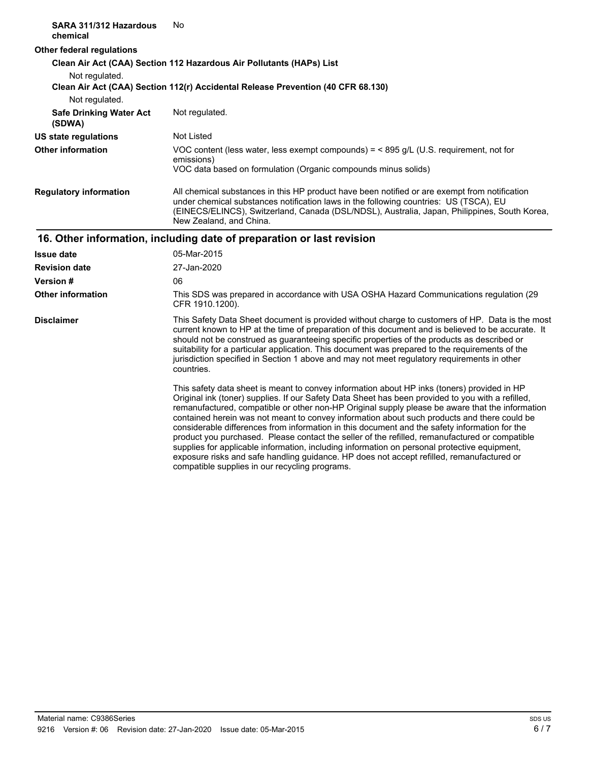**SARA 311/312 Hazardous chemical** No

**Other federal regulations**

**Clean Air Act (CAA) Section 112 Hazardous Air Pollutants (HAPs) List**

Not regulated.

**Clean Air Act (CAA) Section 112(r) Accidental Release Prevention (40 CFR 68.130)**

Not regulated.

**Safe Drinking Water Act (SDWA)** Not regulated.

**US state regulations** Not Listed

**Other information** VOC content (less water, less exempt compounds) = < 895 g/L (U.S. requirement, not for emissions)
VOC data based on formulation (Organic compounds minus solids)

**Regulatory information** All chemical substances in this HP product have been notified or are exempt from notification under chemical substances notification laws in the following countries: US (TSCA), EU (EINECS/ELINCS), Switzerland, Canada (DSL/NDSL), Australia, Japan, Philippines, South Korea, New Zealand, and China.

## 16. Other information, including date of preparation or last revision

**Issue date** 05-Mar-2015

**Revision date** 27-Jan-2020

**Version #** 06

**Other information** This SDS was prepared in accordance with USA OSHA Hazard Communications regulation (29 CFR 1910.1200).

**Disclaimer** This Safety Data Sheet document is provided without charge to customers of HP. Data is the most current known to HP at the time of preparation of this document and is believed to be accurate. It should not be construed as guaranteeing specific properties of the products as described or suitability for a particular application. This document was prepared to the requirements of the jurisdiction specified in Section 1 above and may not meet regulatory requirements in other countries.

This safety data sheet is meant to convey information about HP inks (toners) provided in HP Original ink (toner) supplies. If our Safety Data Sheet has been provided to you with a refilled, remanufactured, compatible or other non-HP Original supply please be aware that the information contained herein was not meant to convey information about such products and there could be considerable differences from information in this document and the safety information for the product you purchased. Please contact the seller of the refilled, remanufactured or compatible supplies for applicable information, including information on personal protective equipment, exposure risks and safe handling guidance. HP does not accept refilled, remanufactured or compatible supplies in our recycling programs.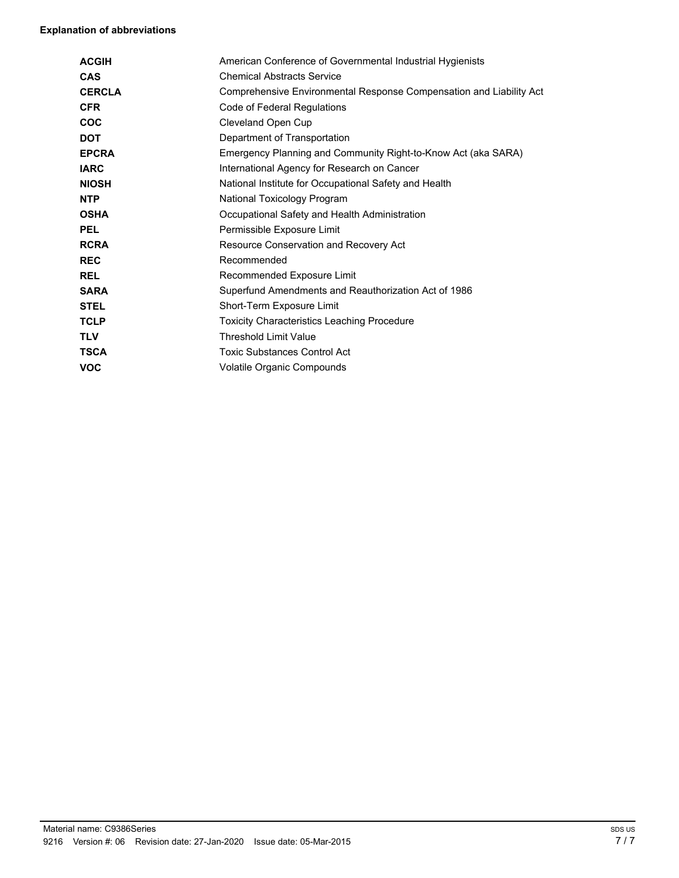**Explanation of abbreviations**

| | |
|---|---|
| **ACGIH** | American Conference of Governmental Industrial Hygienists |
| **CAS** | Chemical Abstracts Service |
| **CERCLA** | Comprehensive Environmental Response Compensation and Liability Act |
| **CFR** | Code of Federal Regulations |
| **COC** | Cleveland Open Cup |
| **DOT** | Department of Transportation |
| **EPCRA** | Emergency Planning and Community Right-to-Know Act (aka SARA) |
| **IARC** | International Agency for Research on Cancer |
| **NIOSH** | National Institute for Occupational Safety and Health |
| **NTP** | National Toxicology Program |
| **OSHA** | Occupational Safety and Health Administration |
| **PEL** | Permissible Exposure Limit |
| **RCRA** | Resource Conservation and Recovery Act |
| **REC** | Recommended |
| **REL** | Recommended Exposure Limit |
| **SARA** | Superfund Amendments and Reauthorization Act of 1986 |
| **STEL** | Short-Term Exposure Limit |
| **TCLP** | Toxicity Characteristics Leaching Procedure |
| **TLV** | Threshold Limit Value |
| **TSCA** | Toxic Substances Control Act |
| **VOC** | Volatile Organic Compounds |